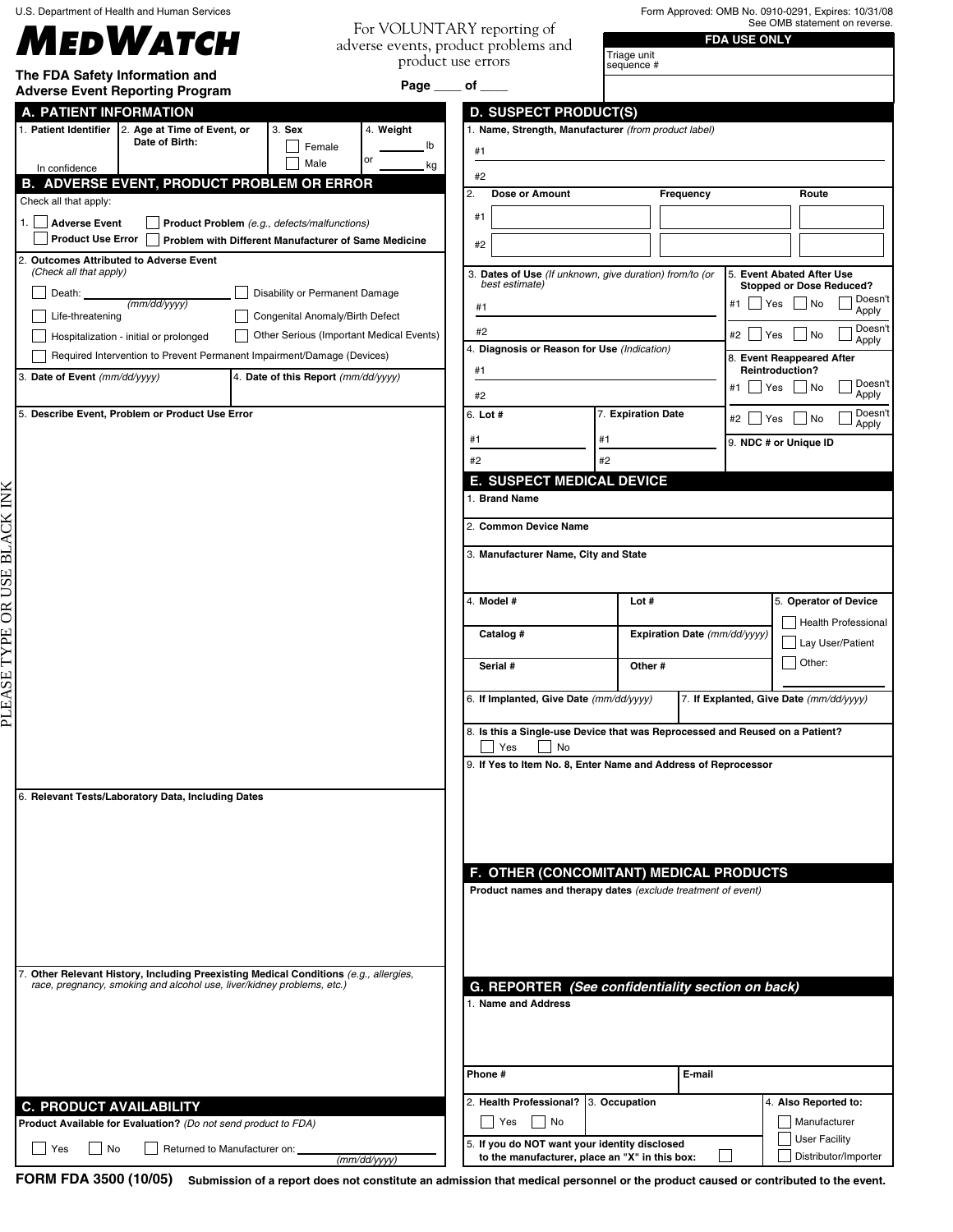U.S. Department of Health and Human Services

# MEDWATCH

**The FDA Safety Information and Adverse Event Reporting Program**

For VOLUNTARY reporting of adverse events, product problems and product use errors

**Page ____ of ____**

Form Approved: OMB No. 0910-0291, Expires: 10/31/08
See OMB statement on reverse.

| FDA USE ONLY |
|---|
| Triage unit sequence # |

PLEASE TYPE OR USE BLACK INK

## A. PATIENT INFORMATION

| 1. Patient Identifier | 2. Age at Time of Event, or Date of Birth: | 3. Sex | 4. Weight |
|---|---|---|---|
| In confidence | | ☐ Female ☐ Male | ______ lb or ______ kg |

## B. ADVERSE EVENT, PRODUCT PROBLEM OR ERROR

Check all that apply:

1. ☐ **Adverse Event** ☐ **Product Problem** *(e.g., defects/malfunctions)*
☐ **Product Use Error** ☐ **Problem with Different Manufacturer of Same Medicine**

2. **Outcomes Attributed to Adverse Event** *(Check all that apply)*

☐ Death: ____________ *(mm/dd/yyyy)*
☐ Disability or Permanent Damage
☐ Life-threatening
☐ Congenital Anomaly/Birth Defect
☐ Hospitalization - initial or prolonged
☐ Other Serious (Important Medical Events)
☐ Required Intervention to Prevent Permanent Impairment/Damage (Devices)

3. **Date of Event** *(mm/dd/yyyy)*

4. **Date of this Report** *(mm/dd/yyyy)*

5. **Describe Event, Problem or Product Use Error**

6. **Relevant Tests/Laboratory Data, Including Dates**

7. **Other Relevant History, Including Preexisting Medical Conditions** *(e.g., allergies, race, pregnancy, smoking and alcohol use, liver/kidney problems, etc.)*

## C. PRODUCT AVAILABILITY

**Product Available for Evaluation?** *(Do not send product to FDA)*

☐ Yes ☐ No ☐ Returned to Manufacturer on: ____________ *(mm/dd/yyyy)*

## D. SUSPECT PRODUCT(S)

1. **Name, Strength, Manufacturer** *(from product label)*

#1

#2

| 2. Dose or Amount | Frequency | Route |
|---|---|---|
| #1 | | |
| #2 | | |

3. **Dates of Use** *(If unknown, give duration) from/to (or best estimate)*

#1

#2

4. **Diagnosis or Reason for Use** *(Indication)*

#1

#2

5. **Event Abated After Use Stopped or Dose Reduced?**

#1 ☐ Yes ☐ No ☐ Doesn't Apply

#2 ☐ Yes ☐ No ☐ Doesn't Apply

6. **Lot #**

#1

#2

7. **Expiration Date**

#1

#2

8. **Event Reappeared After Reintroduction?**

#1 ☐ Yes ☐ No ☐ Doesn't Apply

#2 ☐ Yes ☐ No ☐ Doesn't Apply

9. **NDC # or Unique ID**

## E. SUSPECT MEDICAL DEVICE

1. **Brand Name**

2. **Common Device Name**

3. **Manufacturer Name, City and State**

| 4. Model # | Lot # |
|---|---|
| Catalog # | Expiration Date *(mm/dd/yyyy)* |
| Serial # | Other # |

5. **Operator of Device**

☐ Health Professional
☐ Lay User/Patient
☐ Other:

6. **If Implanted, Give Date** *(mm/dd/yyyy)*

7. **If Explanted, Give Date** *(mm/dd/yyyy)*

8. **Is this a Single-use Device that was Reprocessed and Reused on a Patient?**

☐ Yes ☐ No

9. **If Yes to Item No. 8, Enter Name and Address of Reprocessor**

## F. OTHER (CONCOMITANT) MEDICAL PRODUCTS

**Product names and therapy dates** *(exclude treatment of event)*

## G. REPORTER *(See confidentiality section on back)*

1. **Name and Address**

| Phone # | E-mail |
|---|---|

2. **Health Professional?** ☐ Yes ☐ No

3. **Occupation**

4. **Also Reported to:**

☐ Manufacturer
☐ User Facility
☐ Distributor/Importer

5. **If you do NOT want your identity disclosed to the manufacturer, place an "X" in this box:** ☐

**FORM FDA 3500 (10/05)** **Submission of a report does not constitute an admission that medical personnel or the product caused or contributed to the event.**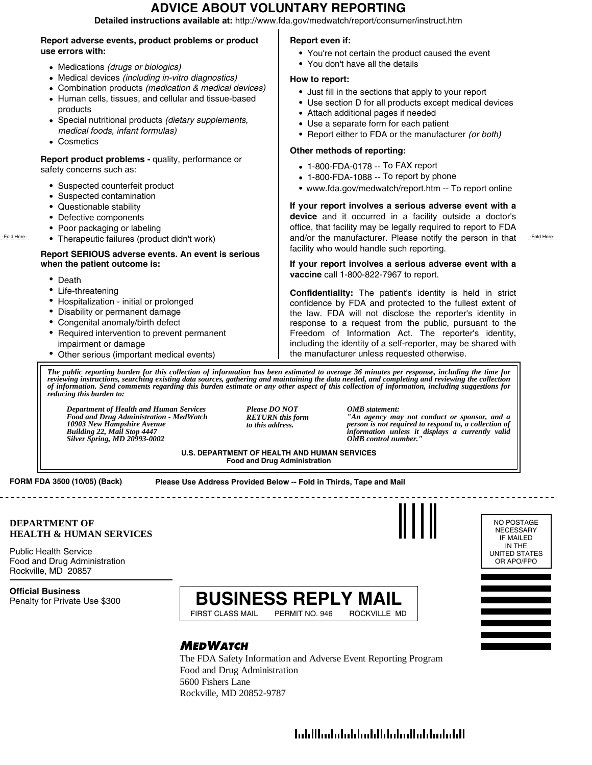# ADVICE ABOUT VOLUNTARY REPORTING

**Detailed instructions available at:** http://www.fda.gov/medwatch/report/consumer/instruct.htm

**Report adverse events, product problems or product use errors with:**

- Medications *(drugs or biologics)*
- Medical devices *(including in-vitro diagnostics)*
- Combination products *(medication & medical devices)*
- Human cells, tissues, and cellular and tissue-based products
- Special nutritional products *(dietary supplements, medical foods, infant formulas)*
- Cosmetics

**Report product problems -** quality, performance or safety concerns such as:

- Suspected counterfeit product
- Suspected contamination
- Questionable stability
- Defective components
- Poor packaging or labeling
- Therapeutic failures (product didn't work)

**Report SERIOUS adverse events. An event is serious when the patient outcome is:**

- Death
- Life-threatening
- Hospitalization - initial or prolonged
- Disability or permanent damage
- Congenital anomaly/birth defect
- Required intervention to prevent permanent impairment or damage
- Other serious (important medical events)

**Report even if:**

- You're not certain the product caused the event
- You don't have all the details

**How to report:**

- Just fill in the sections that apply to your report
- Use section D for all products except medical devices
- Attach additional pages if needed
- Use a separate form for each patient
- Report either to FDA or the manufacturer *(or both)*

**Other methods of reporting:**

- 1-800-FDA-0178 -- To FAX report
- 1-800-FDA-1088 -- To report by phone
- www.fda.gov/medwatch/report.htm -- To report online

**If your report involves a serious adverse event with a device** and it occurred in a facility outside a doctor's office, that facility may be legally required to report to FDA and/or the manufacturer. Please notify the person in that facility who would handle such reporting.

**If your report involves a serious adverse event with a vaccine** call 1-800-822-7967 to report.

**Confidentiality:** The patient's identity is held in strict confidence by FDA and protected to the fullest extent of the law. FDA will not disclose the reporter's identity in response to a request from the public, pursuant to the Freedom of Information Act. The reporter's identity, including the identity of a self-reporter, may be shared with the manufacturer unless requested otherwise.

***The public reporting burden for this collection of information has been estimated to average 36 minutes per response, including the time for reviewing instructions, searching existing data sources, gathering and maintaining the data needed, and completing and reviewing the collection of information. Send comments regarding this burden estimate or any other aspect of this collection of information, including suggestions for reducing this burden to:***

***Department of Health and Human Services***
***Food and Drug Administration - MedWatch***
***10903 New Hampshire Avenue***
***Building 22, Mail Stop 4447***
***Silver Spring, MD 20993-0002***

***Please DO NOT RETURN this form to this address.***

***OMB statement:***
***"An agency may not conduct or sponsor, and a person is not required to respond to, a collection of information unless it displays a currently valid OMB control number."***

**U.S. DEPARTMENT OF HEALTH AND HUMAN SERVICES**
**Food and Drug Administration**

**FORM FDA 3500 (10/05) (Back)** **Please Use Address Provided Below -- Fold in Thirds, Tape and Mail**

**DEPARTMENT OF**
**HEALTH & HUMAN SERVICES**

Public Health Service
Food and Drug Administration
Rockville, MD 20857

**Official Business**
Penalty for Private Use $300

NO POSTAGE NECESSARY IF MAILED IN THE UNITED STATES OR APO/FPO

# BUSINESS REPLY MAIL

FIRST CLASS MAIL PERMIT NO. 946 ROCKVILLE MD

***MEDWATCH***

The FDA Safety Information and Adverse Event Reporting Program
Food and Drug Administration
5600 Fishers Lane
Rockville, MD 20852-9787